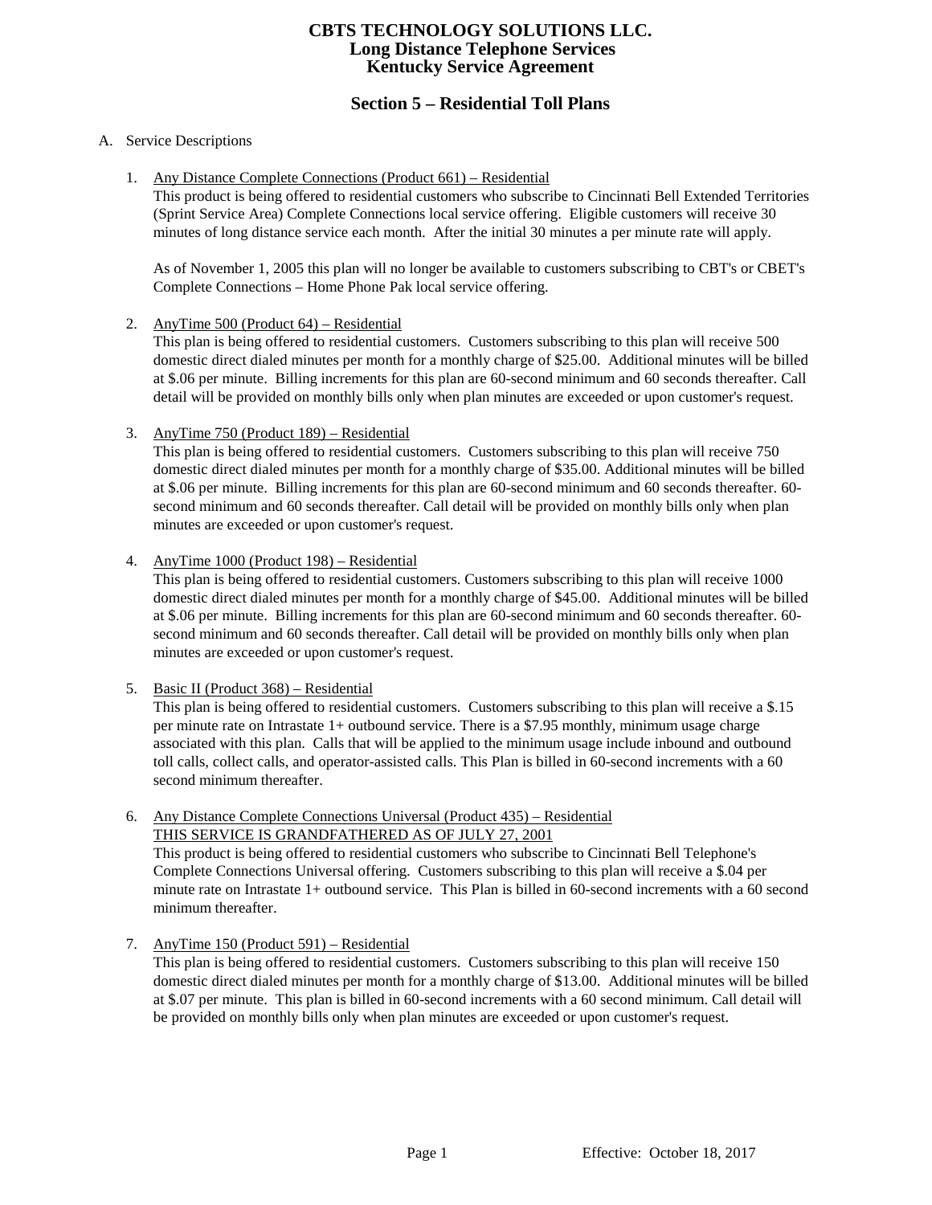# CBTS TECHNOLOGY SOLUTIONS LLC.
# Long Distance Telephone Services
# Kentucky Service Agreement

## Section 5 – Residential Toll Plans

A. Service Descriptions

1. Any Distance Complete Connections (Product 661) – Residential

   This product is being offered to residential customers who subscribe to Cincinnati Bell Extended Territories (Sprint Service Area) Complete Connections local service offering. Eligible customers will receive 30 minutes of long distance service each month. After the initial 30 minutes a per minute rate will apply.

   As of November 1, 2005 this plan will no longer be available to customers subscribing to CBT's or CBET's Complete Connections – Home Phone Pak local service offering.

2. AnyTime 500 (Product 64) – Residential

   This plan is being offered to residential customers. Customers subscribing to this plan will receive 500 domestic direct dialed minutes per month for a monthly charge of $25.00. Additional minutes will be billed at $.06 per minute. Billing increments for this plan are 60-second minimum and 60 seconds thereafter. Call detail will be provided on monthly bills only when plan minutes are exceeded or upon customer's request.

3. AnyTime 750 (Product 189) – Residential

   This plan is being offered to residential customers. Customers subscribing to this plan will receive 750 domestic direct dialed minutes per month for a monthly charge of $35.00. Additional minutes will be billed at $.06 per minute. Billing increments for this plan are 60-second minimum and 60 seconds thereafter. 60-second minimum and 60 seconds thereafter. Call detail will be provided on monthly bills only when plan minutes are exceeded or upon customer's request.

4. AnyTime 1000 (Product 198) – Residential

   This plan is being offered to residential customers. Customers subscribing to this plan will receive 1000 domestic direct dialed minutes per month for a monthly charge of $45.00. Additional minutes will be billed at $.06 per minute. Billing increments for this plan are 60-second minimum and 60 seconds thereafter. 60-second minimum and 60 seconds thereafter. Call detail will be provided on monthly bills only when plan minutes are exceeded or upon customer's request.

5. Basic II (Product 368) – Residential

   This plan is being offered to residential customers. Customers subscribing to this plan will receive a $.15 per minute rate on Intrastate 1+ outbound service. There is a $7.95 monthly, minimum usage charge associated with this plan. Calls that will be applied to the minimum usage include inbound and outbound toll calls, collect calls, and operator-assisted calls. This Plan is billed in 60-second increments with a 60 second minimum thereafter.

6. Any Distance Complete Connections Universal (Product 435) – Residential

   THIS SERVICE IS GRANDFATHERED AS OF JULY 27, 2001

   This product is being offered to residential customers who subscribe to Cincinnati Bell Telephone's Complete Connections Universal offering. Customers subscribing to this plan will receive a $.04 per minute rate on Intrastate 1+ outbound service. This Plan is billed in 60-second increments with a 60 second minimum thereafter.

7. AnyTime 150 (Product 591) – Residential

   This plan is being offered to residential customers. Customers subscribing to this plan will receive 150 domestic direct dialed minutes per month for a monthly charge of $13.00. Additional minutes will be billed at $.07 per minute. This plan is billed in 60-second increments with a 60 second minimum. Call detail will be provided on monthly bills only when plan minutes are exceeded or upon customer's request.

Effective: October 18, 2017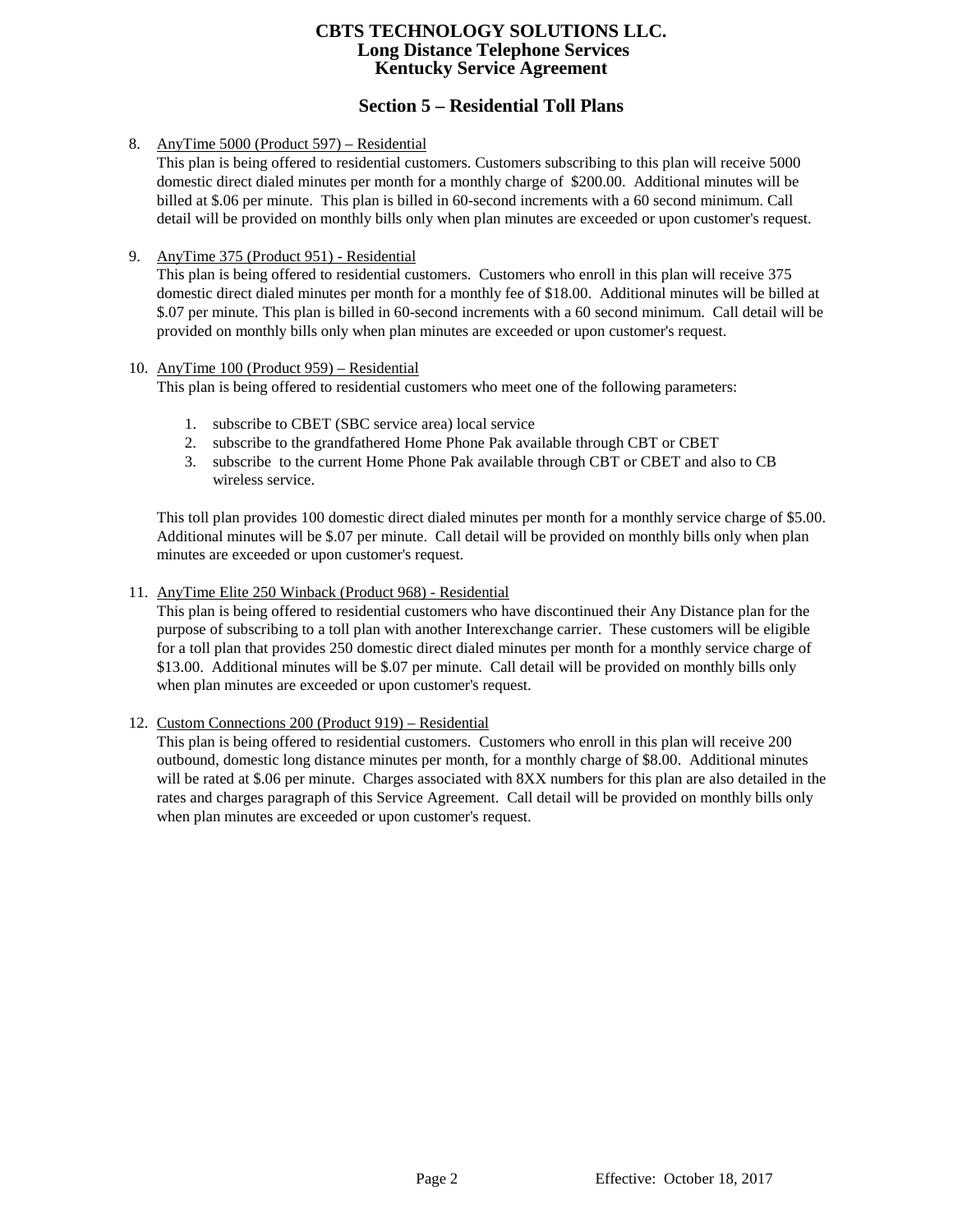# CBTS TECHNOLOGY SOLUTIONS LLC.
## Long Distance Telephone Services
## Kentucky Service Agreement

## Section 5 – Residential Toll Plans

8. AnyTime 5000 (Product 597) – Residential

   This plan is being offered to residential customers. Customers subscribing to this plan will receive 5000 domestic direct dialed minutes per month for a monthly charge of $200.00. Additional minutes will be billed at $.06 per minute. This plan is billed in 60-second increments with a 60 second minimum. Call detail will be provided on monthly bills only when plan minutes are exceeded or upon customer's request.

9. AnyTime 375 (Product 951) - Residential

   This plan is being offered to residential customers. Customers who enroll in this plan will receive 375 domestic direct dialed minutes per month for a monthly fee of $18.00. Additional minutes will be billed at $.07 per minute. This plan is billed in 60-second increments with a 60 second minimum. Call detail will be provided on monthly bills only when plan minutes are exceeded or upon customer's request.

10. AnyTime 100 (Product 959) – Residential

    This plan is being offered to residential customers who meet one of the following parameters:

    1. subscribe to CBET (SBC service area) local service
    2. subscribe to the grandfathered Home Phone Pak available through CBT or CBET
    3. subscribe to the current Home Phone Pak available through CBT or CBET and also to CB wireless service.

    This toll plan provides 100 domestic direct dialed minutes per month for a monthly service charge of $5.00. Additional minutes will be $.07 per minute. Call detail will be provided on monthly bills only when plan minutes are exceeded or upon customer's request.

11. AnyTime Elite 250 Winback (Product 968) - Residential

    This plan is being offered to residential customers who have discontinued their Any Distance plan for the purpose of subscribing to a toll plan with another Interexchange carrier. These customers will be eligible for a toll plan that provides 250 domestic direct dialed minutes per month for a monthly service charge of $13.00. Additional minutes will be $.07 per minute. Call detail will be provided on monthly bills only when plan minutes are exceeded or upon customer's request.

12. Custom Connections 200 (Product 919) – Residential

    This plan is being offered to residential customers. Customers who enroll in this plan will receive 200 outbound, domestic long distance minutes per month, for a monthly charge of $8.00. Additional minutes will be rated at $.06 per minute. Charges associated with 8XX numbers for this plan are also detailed in the rates and charges paragraph of this Service Agreement. Call detail will be provided on monthly bills only when plan minutes are exceeded or upon customer's request.

Effective: October 18, 2017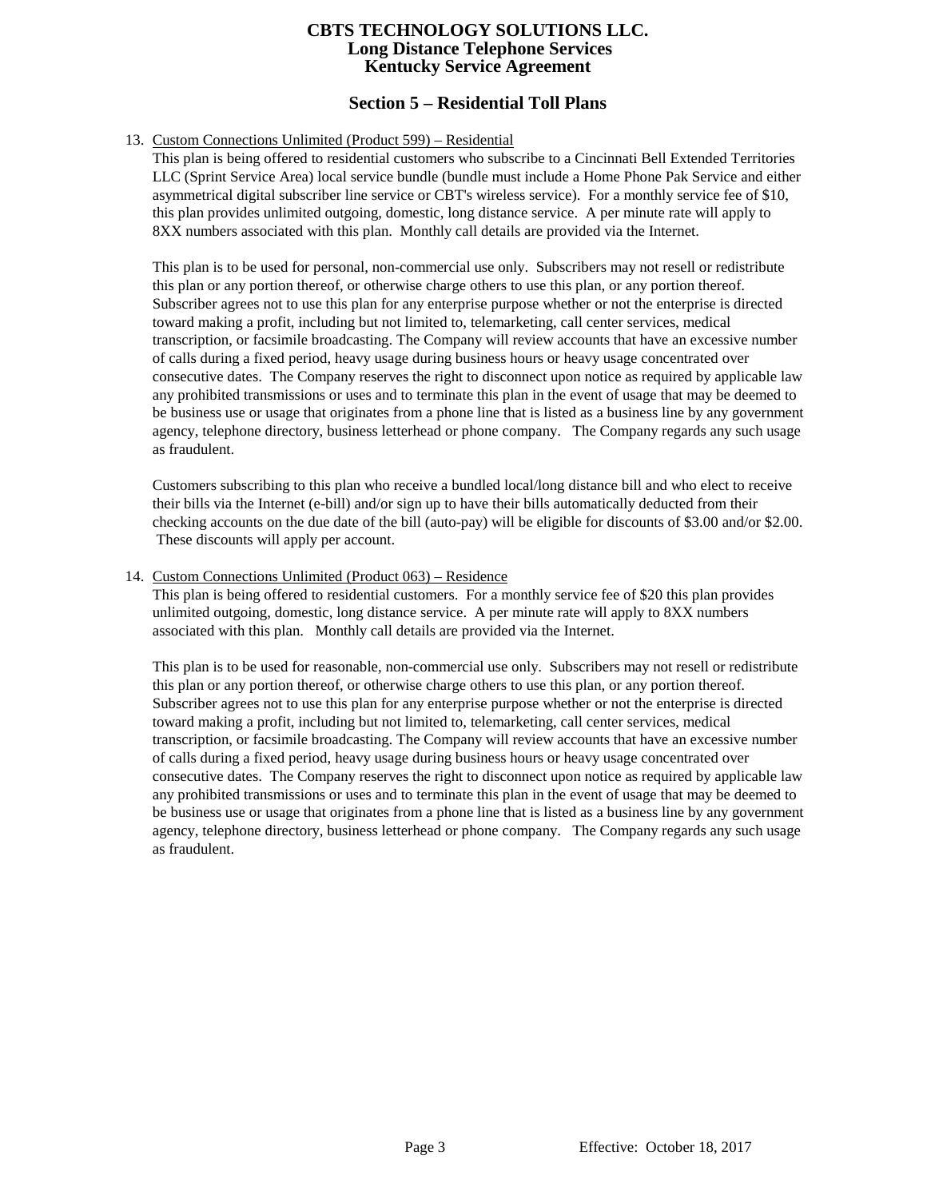# CBTS TECHNOLOGY SOLUTIONS LLC.
## Long Distance Telephone Services
## Kentucky Service Agreement

## Section 5 – Residential Toll Plans

13. Custom Connections Unlimited (Product 599) – Residential

    This plan is being offered to residential customers who subscribe to a Cincinnati Bell Extended Territories LLC (Sprint Service Area) local service bundle (bundle must include a Home Phone Pak Service and either asymmetrical digital subscriber line service or CBT's wireless service). For a monthly service fee of $10, this plan provides unlimited outgoing, domestic, long distance service. A per minute rate will apply to 8XX numbers associated with this plan. Monthly call details are provided via the Internet.

    This plan is to be used for personal, non-commercial use only. Subscribers may not resell or redistribute this plan or any portion thereof, or otherwise charge others to use this plan, or any portion thereof. Subscriber agrees not to use this plan for any enterprise purpose whether or not the enterprise is directed toward making a profit, including but not limited to, telemarketing, call center services, medical transcription, or facsimile broadcasting. The Company will review accounts that have an excessive number of calls during a fixed period, heavy usage during business hours or heavy usage concentrated over consecutive dates. The Company reserves the right to disconnect upon notice as required by applicable law any prohibited transmissions or uses and to terminate this plan in the event of usage that may be deemed to be business use or usage that originates from a phone line that is listed as a business line by any government agency, telephone directory, business letterhead or phone company. The Company regards any such usage as fraudulent.

    Customers subscribing to this plan who receive a bundled local/long distance bill and who elect to receive their bills via the Internet (e-bill) and/or sign up to have their bills automatically deducted from their checking accounts on the due date of the bill (auto-pay) will be eligible for discounts of $3.00 and/or $2.00. These discounts will apply per account.

14. Custom Connections Unlimited (Product 063) – Residence

    This plan is being offered to residential customers. For a monthly service fee of $20 this plan provides unlimited outgoing, domestic, long distance service. A per minute rate will apply to 8XX numbers associated with this plan. Monthly call details are provided via the Internet.

    This plan is to be used for reasonable, non-commercial use only. Subscribers may not resell or redistribute this plan or any portion thereof, or otherwise charge others to use this plan, or any portion thereof. Subscriber agrees not to use this plan for any enterprise purpose whether or not the enterprise is directed toward making a profit, including but not limited to, telemarketing, call center services, medical transcription, or facsimile broadcasting. The Company will review accounts that have an excessive number of calls during a fixed period, heavy usage during business hours or heavy usage concentrated over consecutive dates. The Company reserves the right to disconnect upon notice as required by applicable law any prohibited transmissions or uses and to terminate this plan in the event of usage that may be deemed to be business use or usage that originates from a phone line that is listed as a business line by any government agency, telephone directory, business letterhead or phone company. The Company regards any such usage as fraudulent.

Effective: October 18, 2017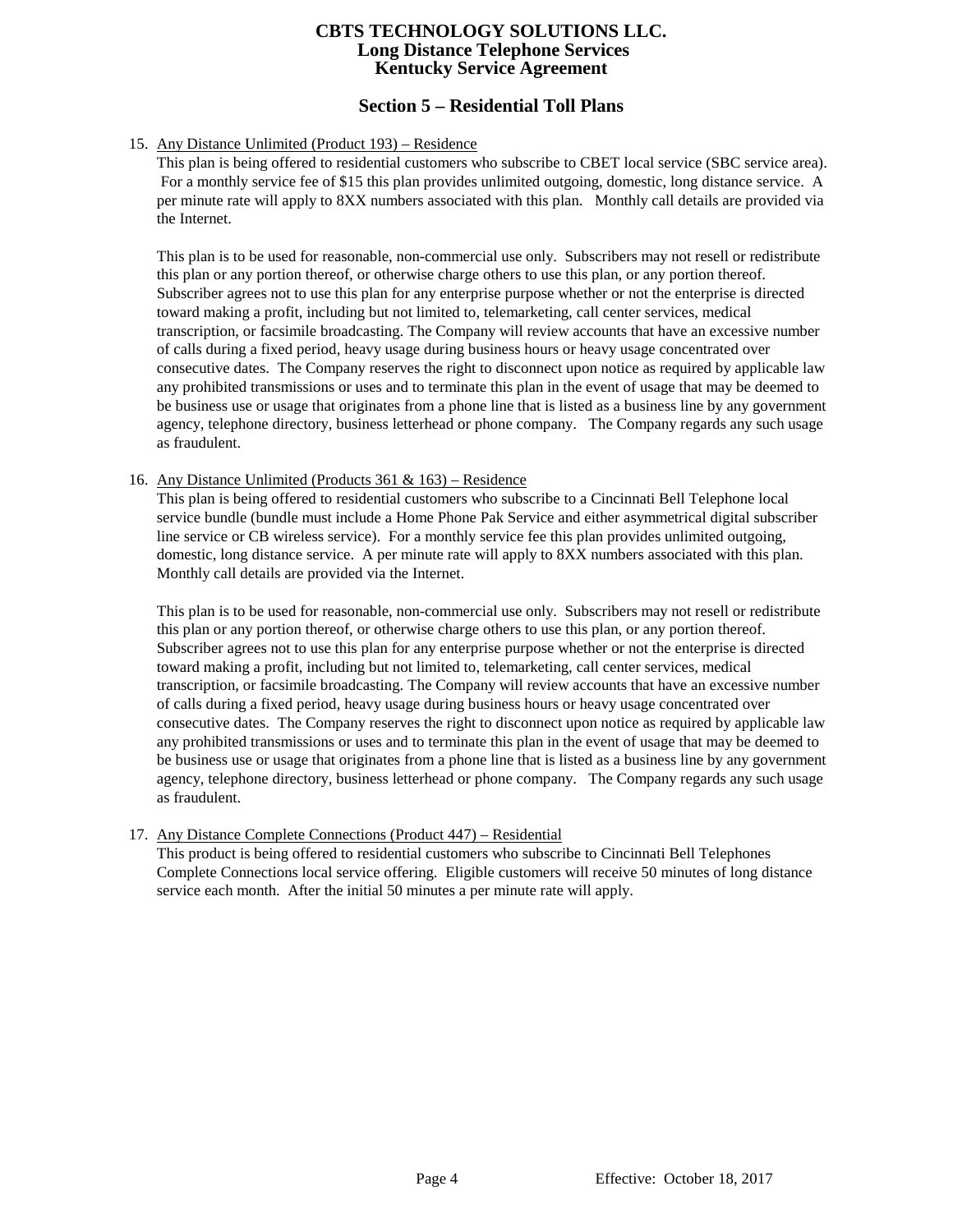## Section 5 – Residential Toll Plans

15. Any Distance Unlimited (Product 193) – Residence

    This plan is being offered to residential customers who subscribe to CBET local service (SBC service area). For a monthly service fee of $15 this plan provides unlimited outgoing, domestic, long distance service. A per minute rate will apply to 8XX numbers associated with this plan. Monthly call details are provided via the Internet.

    This plan is to be used for reasonable, non-commercial use only. Subscribers may not resell or redistribute this plan or any portion thereof, or otherwise charge others to use this plan, or any portion thereof. Subscriber agrees not to use this plan for any enterprise purpose whether or not the enterprise is directed toward making a profit, including but not limited to, telemarketing, call center services, medical transcription, or facsimile broadcasting. The Company will review accounts that have an excessive number of calls during a fixed period, heavy usage during business hours or heavy usage concentrated over consecutive dates. The Company reserves the right to disconnect upon notice as required by applicable law any prohibited transmissions or uses and to terminate this plan in the event of usage that may be deemed to be business use or usage that originates from a phone line that is listed as a business line by any government agency, telephone directory, business letterhead or phone company. The Company regards any such usage as fraudulent.

16. Any Distance Unlimited (Products 361 & 163) – Residence

    This plan is being offered to residential customers who subscribe to a Cincinnati Bell Telephone local service bundle (bundle must include a Home Phone Pak Service and either asymmetrical digital subscriber line service or CB wireless service). For a monthly service fee this plan provides unlimited outgoing, domestic, long distance service. A per minute rate will apply to 8XX numbers associated with this plan. Monthly call details are provided via the Internet.

    This plan is to be used for reasonable, non-commercial use only. Subscribers may not resell or redistribute this plan or any portion thereof, or otherwise charge others to use this plan, or any portion thereof. Subscriber agrees not to use this plan for any enterprise purpose whether or not the enterprise is directed toward making a profit, including but not limited to, telemarketing, call center services, medical transcription, or facsimile broadcasting. The Company will review accounts that have an excessive number of calls during a fixed period, heavy usage during business hours or heavy usage concentrated over consecutive dates. The Company reserves the right to disconnect upon notice as required by applicable law any prohibited transmissions or uses and to terminate this plan in the event of usage that may be deemed to be business use or usage that originates from a phone line that is listed as a business line by any government agency, telephone directory, business letterhead or phone company. The Company regards any such usage as fraudulent.

17. Any Distance Complete Connections (Product 447) – Residential

    This product is being offered to residential customers who subscribe to Cincinnati Bell Telephones Complete Connections local service offering. Eligible customers will receive 50 minutes of long distance service each month. After the initial 50 minutes a per minute rate will apply.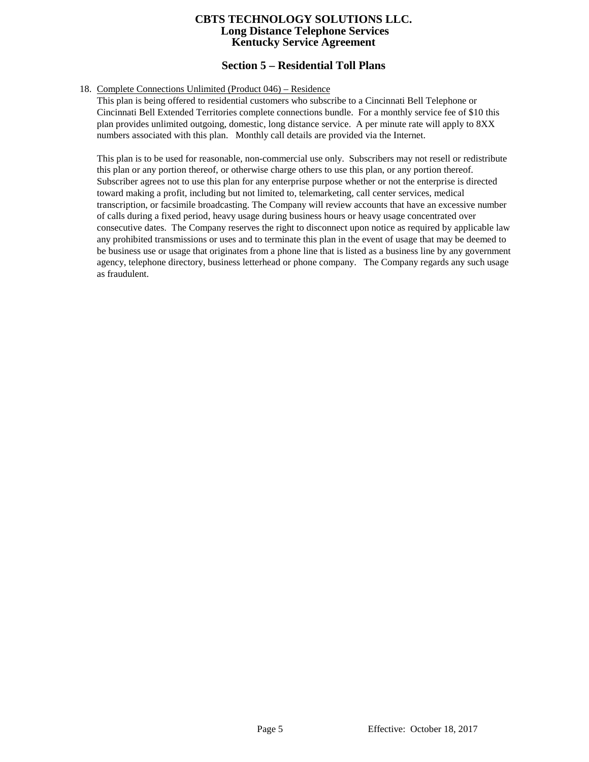## Section 5 – Residential Toll Plans

18. Complete Connections Unlimited (Product 046) – Residence

    This plan is being offered to residential customers who subscribe to a Cincinnati Bell Telephone or Cincinnati Bell Extended Territories complete connections bundle. For a monthly service fee of $10 this plan provides unlimited outgoing, domestic, long distance service. A per minute rate will apply to 8XX numbers associated with this plan. Monthly call details are provided via the Internet.

    This plan is to be used for reasonable, non-commercial use only. Subscribers may not resell or redistribute this plan or any portion thereof, or otherwise charge others to use this plan, or any portion thereof. Subscriber agrees not to use this plan for any enterprise purpose whether or not the enterprise is directed toward making a profit, including but not limited to, telemarketing, call center services, medical transcription, or facsimile broadcasting. The Company will review accounts that have an excessive number of calls during a fixed period, heavy usage during business hours or heavy usage concentrated over consecutive dates. The Company reserves the right to disconnect upon notice as required by applicable law any prohibited transmissions or uses and to terminate this plan in the event of usage that may be deemed to be business use or usage that originates from a phone line that is listed as a business line by any government agency, telephone directory, business letterhead or phone company. The Company regards any such usage as fraudulent.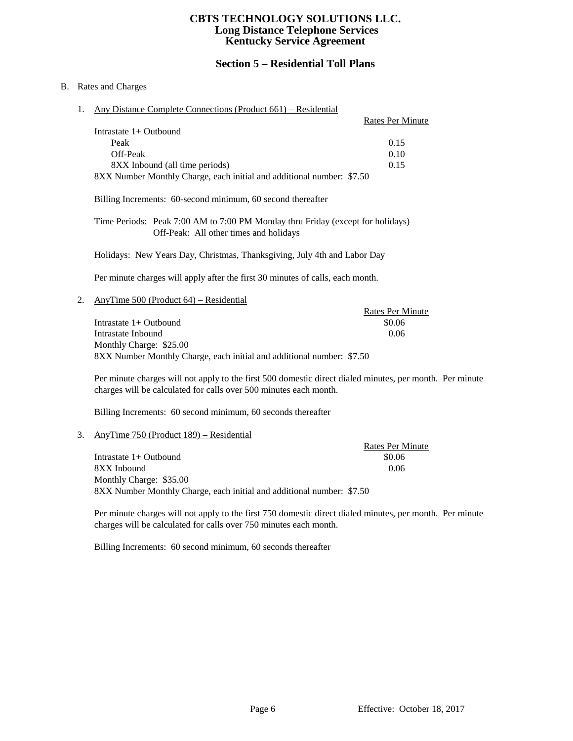# CBTS TECHNOLOGY SOLUTIONS LLC.
## Long Distance Telephone Services
## Kentucky Service Agreement

## Section 5 – Residential Toll Plans

B. Rates and Charges

1. Any Distance Complete Connections (Product 661) – Residential

| | Rates Per Minute |
|---|---|
| Intrastate 1+ Outbound | |
| Peak | 0.15 |
| Off-Peak | 0.10 |
| 8XX Inbound (all time periods) | 0.15 |

8XX Number Monthly Charge, each initial and additional number: $7.50

Billing Increments: 60-second minimum, 60 second thereafter

Time Periods: Peak 7:00 AM to 7:00 PM Monday thru Friday (except for holidays)
Off-Peak: All other times and holidays

Holidays: New Years Day, Christmas, Thanksgiving, July 4th and Labor Day

Per minute charges will apply after the first 30 minutes of calls, each month.

2. AnyTime 500 (Product 64) – Residential

| | Rates Per Minute |
|---|---|
| Intrastate 1+ Outbound | $0.06 |
| Intrastate Inbound | 0.06 |

Monthly Charge: $25.00
8XX Number Monthly Charge, each initial and additional number: $7.50

Per minute charges will not apply to the first 500 domestic direct dialed minutes, per month. Per minute charges will be calculated for calls over 500 minutes each month.

Billing Increments: 60 second minimum, 60 seconds thereafter

3. AnyTime 750 (Product 189) – Residential

| | Rates Per Minute |
|---|---|
| Intrastate 1+ Outbound | $0.06 |
| 8XX Inbound | 0.06 |

Monthly Charge: $35.00
8XX Number Monthly Charge, each initial and additional number: $7.50

Per minute charges will not apply to the first 750 domestic direct dialed minutes, per month. Per minute charges will be calculated for calls over 750 minutes each month.

Billing Increments: 60 second minimum, 60 seconds thereafter

Effective: October 18, 2017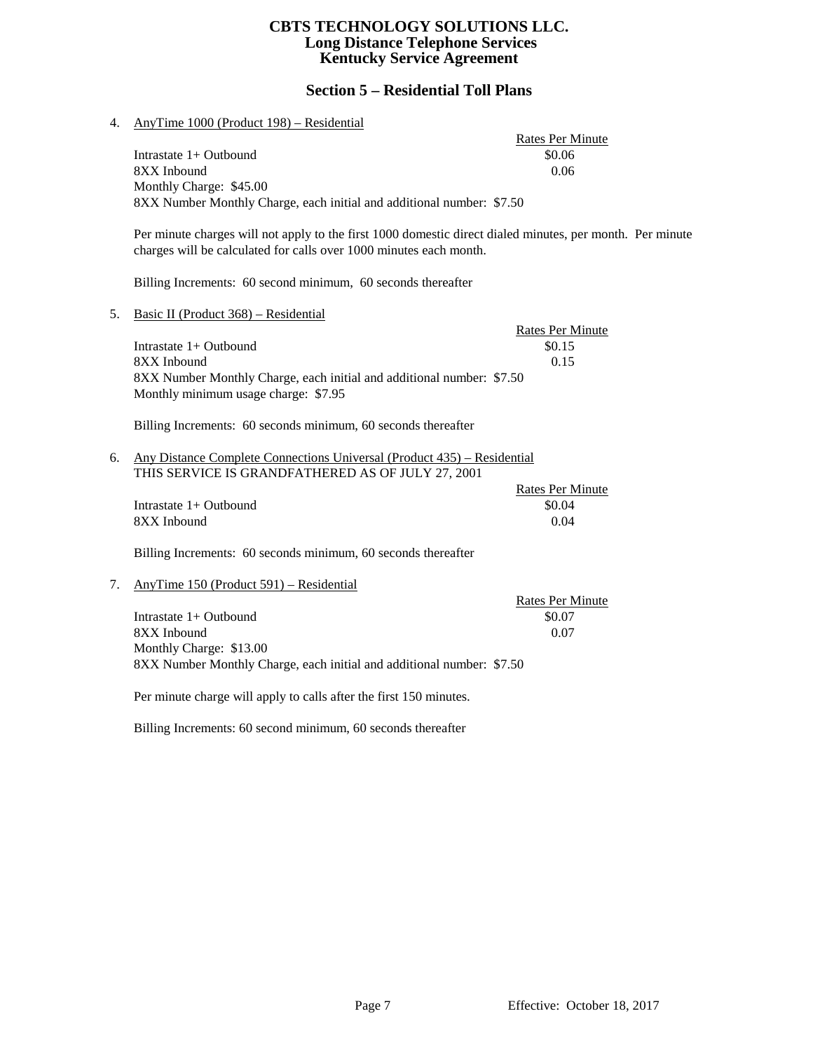# Section 5 – Residential Toll Plans

4. AnyTime 1000 (Product 198) – Residential

| | Rates Per Minute |
|---|---|
| Intrastate 1+ Outbound | $0.06 |
| 8XX Inbound | 0.06 |

Monthly Charge: $45.00
8XX Number Monthly Charge, each initial and additional number: $7.50

Per minute charges will not apply to the first 1000 domestic direct dialed minutes, per month. Per minute charges will be calculated for calls over 1000 minutes each month.

Billing Increments: 60 second minimum, 60 seconds thereafter

5. Basic II (Product 368) – Residential

| | Rates Per Minute |
|---|---|
| Intrastate 1+ Outbound | $0.15 |
| 8XX Inbound | 0.15 |

8XX Number Monthly Charge, each initial and additional number: $7.50
Monthly minimum usage charge: $7.95

Billing Increments: 60 seconds minimum, 60 seconds thereafter

6. Any Distance Complete Connections Universal (Product 435) – Residential
THIS SERVICE IS GRANDFATHERED AS OF JULY 27, 2001

| | Rates Per Minute |
|---|---|
| Intrastate 1+ Outbound | $0.04 |
| 8XX Inbound | 0.04 |

Billing Increments: 60 seconds minimum, 60 seconds thereafter

7. AnyTime 150 (Product 591) – Residential

| | Rates Per Minute |
|---|---|
| Intrastate 1+ Outbound | $0.07 |
| 8XX Inbound | 0.07 |

Monthly Charge: $13.00
8XX Number Monthly Charge, each initial and additional number: $7.50

Per minute charge will apply to calls after the first 150 minutes.

Billing Increments: 60 second minimum, 60 seconds thereafter

Effective: October 18, 2017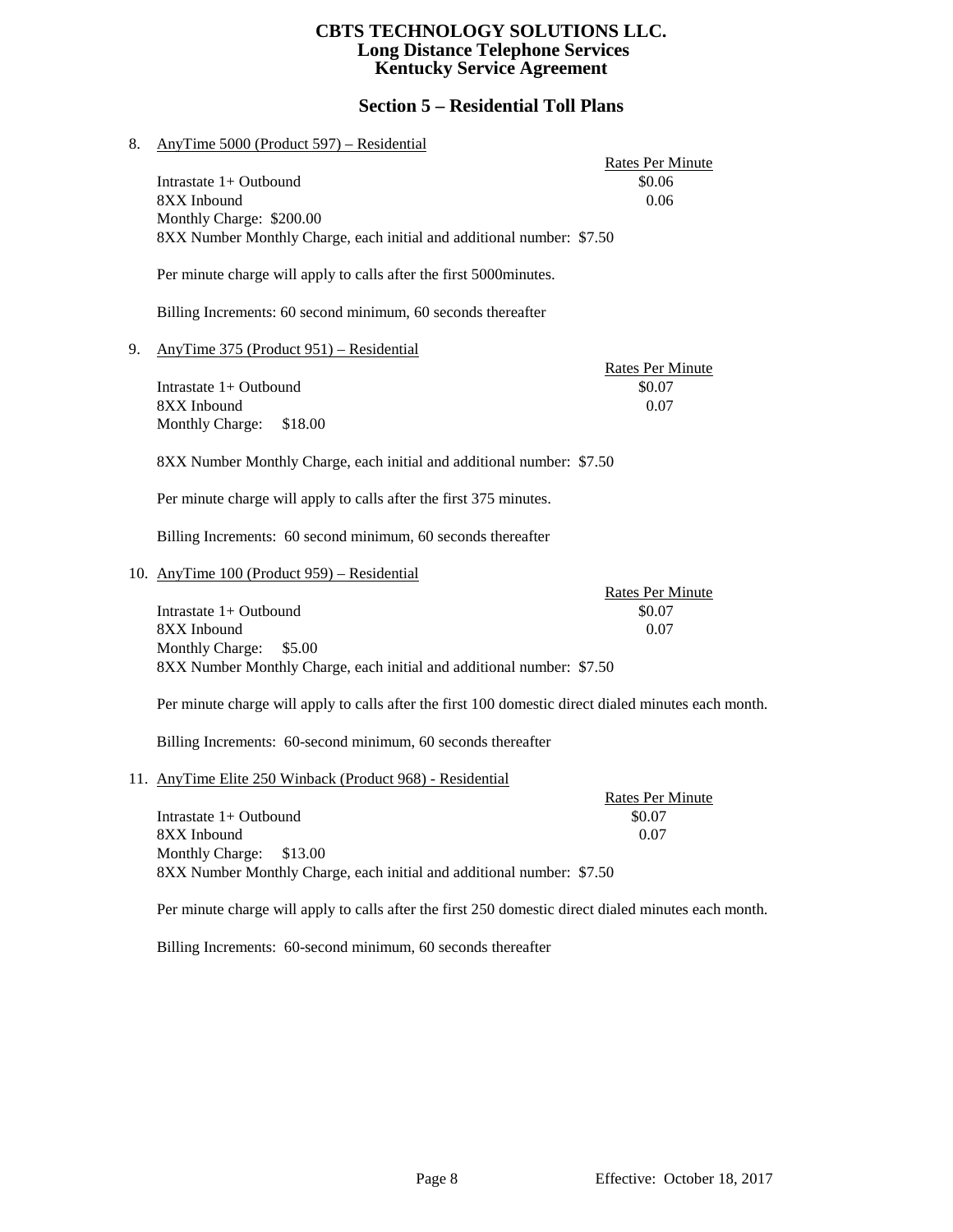## Section 5 – Residential Toll Plans

8. AnyTime 5000 (Product 597) – Residential

| | Rates Per Minute |
|---|---|
| Intrastate 1+ Outbound | $0.06 |
| 8XX Inbound | 0.06 |

Monthly Charge: $200.00

8XX Number Monthly Charge, each initial and additional number: $7.50

Per minute charge will apply to calls after the first 5000minutes.

Billing Increments: 60 second minimum, 60 seconds thereafter

9. AnyTime 375 (Product 951) – Residential

| | Rates Per Minute |
|---|---|
| Intrastate 1+ Outbound | $0.07 |
| 8XX Inbound | 0.07 |

Monthly Charge: $18.00

8XX Number Monthly Charge, each initial and additional number: $7.50

Per minute charge will apply to calls after the first 375 minutes.

Billing Increments: 60 second minimum, 60 seconds thereafter

10. AnyTime 100 (Product 959) – Residential

| | Rates Per Minute |
|---|---|
| Intrastate 1+ Outbound | $0.07 |
| 8XX Inbound | 0.07 |

Monthly Charge: $5.00

8XX Number Monthly Charge, each initial and additional number: $7.50

Per minute charge will apply to calls after the first 100 domestic direct dialed minutes each month.

Billing Increments: 60-second minimum, 60 seconds thereafter

11. AnyTime Elite 250 Winback (Product 968) - Residential

| | Rates Per Minute |
|---|---|
| Intrastate 1+ Outbound | $0.07 |
| 8XX Inbound | 0.07 |

Monthly Charge: $13.00

8XX Number Monthly Charge, each initial and additional number: $7.50

Per minute charge will apply to calls after the first 250 domestic direct dialed minutes each month.

Billing Increments: 60-second minimum, 60 seconds thereafter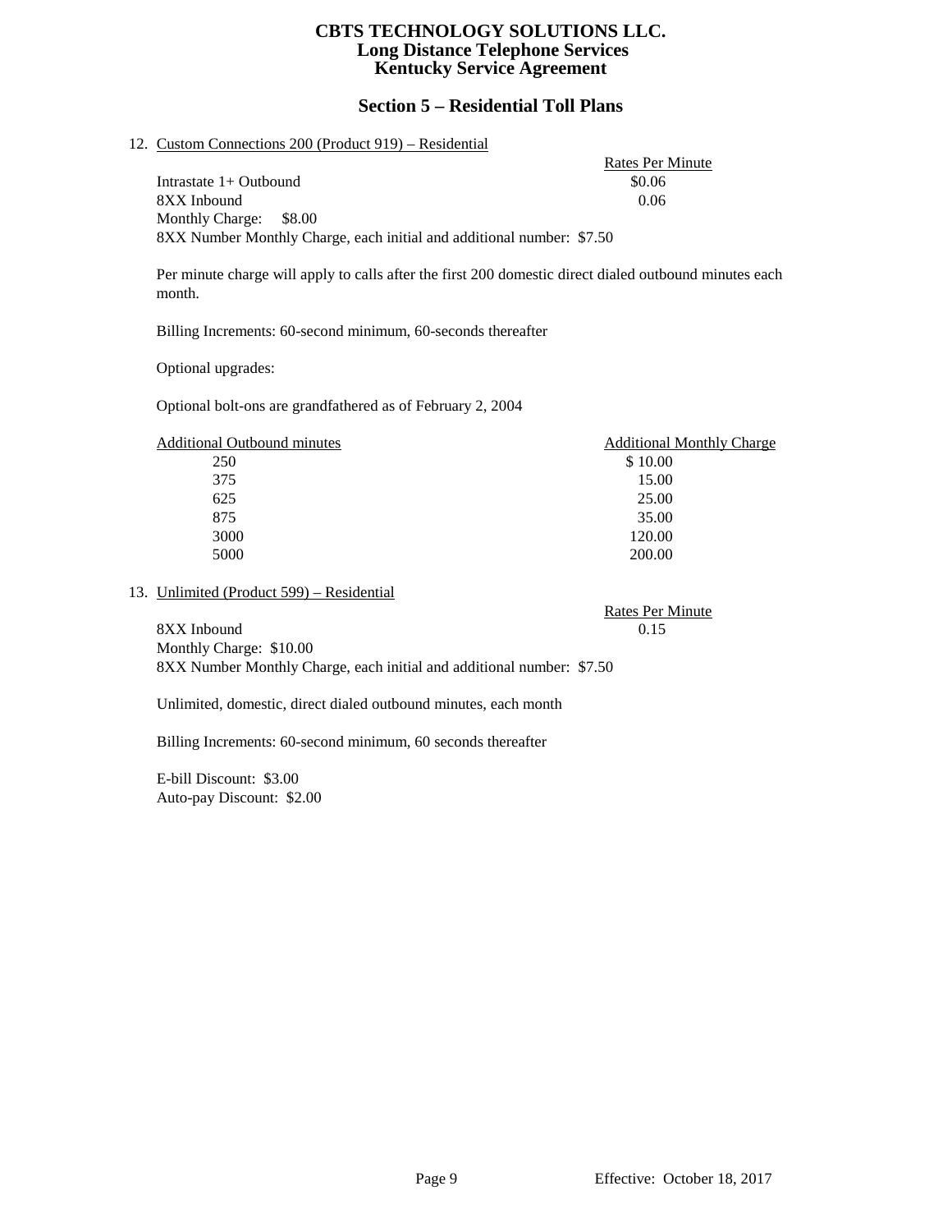# CBTS TECHNOLOGY SOLUTIONS LLC.
## Long Distance Telephone Services
## Kentucky Service Agreement

## Section 5 – Residential Toll Plans

12. Custom Connections 200 (Product 919) – Residential

| | Rates Per Minute |
|---|---|
| Intrastate 1+ Outbound | $0.06 |
| 8XX Inbound | 0.06 |

Monthly Charge: $8.00

8XX Number Monthly Charge, each initial and additional number: $7.50

Per minute charge will apply to calls after the first 200 domestic direct dialed outbound minutes each month.

Billing Increments: 60-second minimum, 60-seconds thereafter

Optional upgrades:

Optional bolt-ons are grandfathered as of February 2, 2004

| Additional Outbound minutes | Additional Monthly Charge |
|---|---|
| 250 | $ 10.00 |
| 375 | 15.00 |
| 625 | 25.00 |
| 875 | 35.00 |
| 3000 | 120.00 |
| 5000 | 200.00 |

13. Unlimited (Product 599) – Residential

| | Rates Per Minute |
|---|---|
| 8XX Inbound | 0.15 |

Monthly Charge: $10.00

8XX Number Monthly Charge, each initial and additional number: $7.50

Unlimited, domestic, direct dialed outbound minutes, each month

Billing Increments: 60-second minimum, 60 seconds thereafter

E-bill Discount: $3.00

Auto-pay Discount: $2.00

Effective: October 18, 2017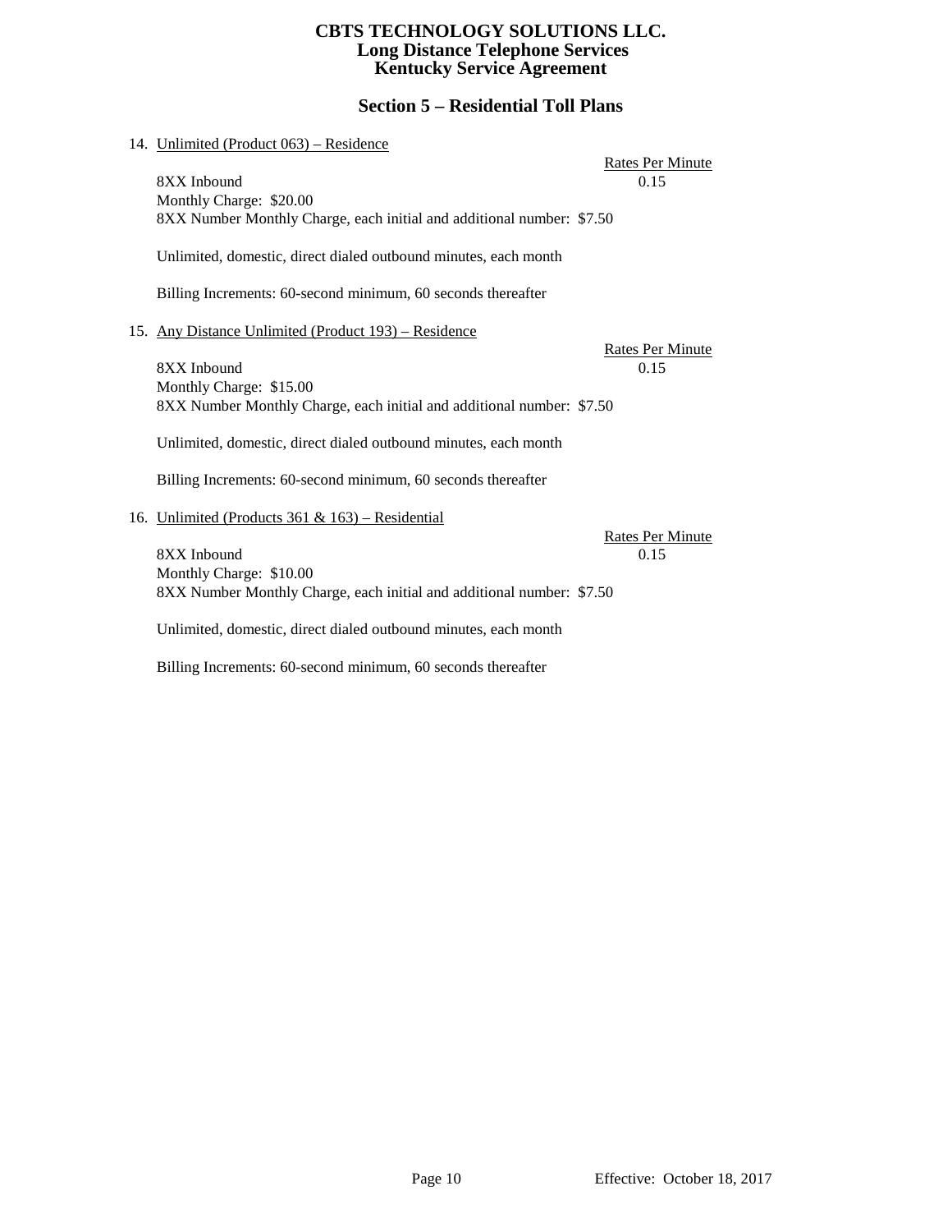## Section 5 – Residential Toll Plans

14. Unlimited (Product 063) – Residence

| | Rates Per Minute |
|---|---|
| 8XX Inbound | 0.15 |

Monthly Charge: $20.00
8XX Number Monthly Charge, each initial and additional number: $7.50

Unlimited, domestic, direct dialed outbound minutes, each month

Billing Increments: 60-second minimum, 60 seconds thereafter

15. Any Distance Unlimited (Product 193) – Residence

| | Rates Per Minute |
|---|---|
| 8XX Inbound | 0.15 |

Monthly Charge: $15.00
8XX Number Monthly Charge, each initial and additional number: $7.50

Unlimited, domestic, direct dialed outbound minutes, each month

Billing Increments: 60-second minimum, 60 seconds thereafter

16. Unlimited (Products 361 & 163) – Residential

| | Rates Per Minute |
|---|---|
| 8XX Inbound | 0.15 |

Monthly Charge: $10.00
8XX Number Monthly Charge, each initial and additional number: $7.50

Unlimited, domestic, direct dialed outbound minutes, each month

Billing Increments: 60-second minimum, 60 seconds thereafter

Effective: October 18, 2017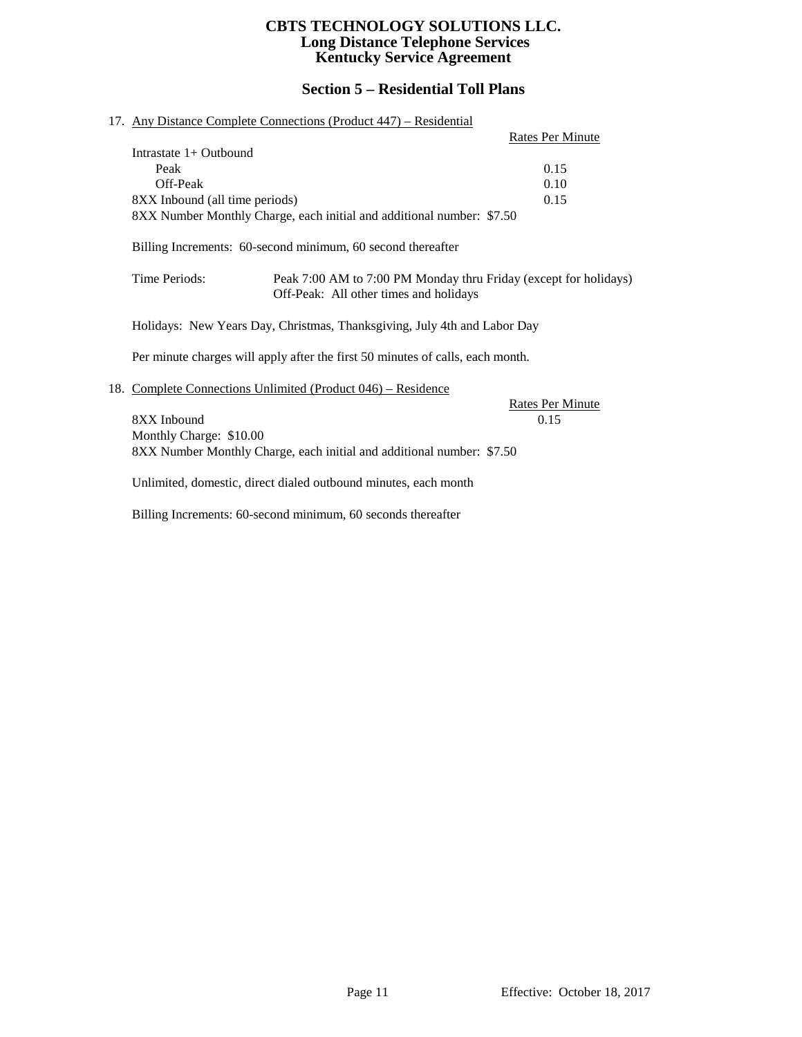# CBTS TECHNOLOGY SOLUTIONS LLC.
## Long Distance Telephone Services
## Kentucky Service Agreement

## Section 5 – Residential Toll Plans

17. Any Distance Complete Connections (Product 447) – Residential

| | Rates Per Minute |
|---|---|
| Intrastate 1+ Outbound | |
| Peak | 0.15 |
| Off-Peak | 0.10 |
| 8XX Inbound (all time periods) | 0.15 |

8XX Number Monthly Charge, each initial and additional number: $7.50

Billing Increments: 60-second minimum, 60 second thereafter

Time Periods: Peak 7:00 AM to 7:00 PM Monday thru Friday (except for holidays)
Off-Peak: All other times and holidays

Holidays: New Years Day, Christmas, Thanksgiving, July 4th and Labor Day

Per minute charges will apply after the first 50 minutes of calls, each month.

18. Complete Connections Unlimited (Product 046) – Residence

| | Rates Per Minute |
|---|---|
| 8XX Inbound | 0.15 |

Monthly Charge: $10.00

8XX Number Monthly Charge, each initial and additional number: $7.50

Unlimited, domestic, direct dialed outbound minutes, each month

Billing Increments: 60-second minimum, 60 seconds thereafter

Effective: October 18, 2017